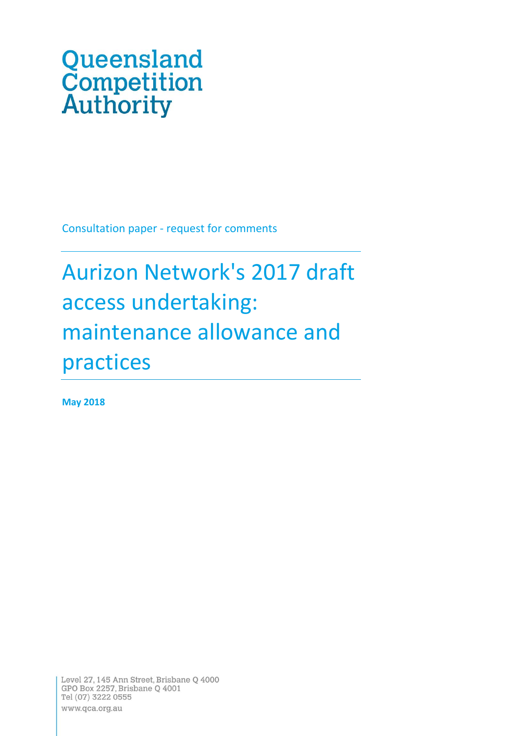Queensland Competition Authority

Consultation paper - request for comments

# Aurizon Network's 2017 draft access undertaking: maintenance allowance and practices

**May 2018**

Level 27, 145 Ann Street, Brisbane Q 4000
GPO Box 2257, Brisbane Q 4001
Tel (07) 3222 0555
www.qca.org.au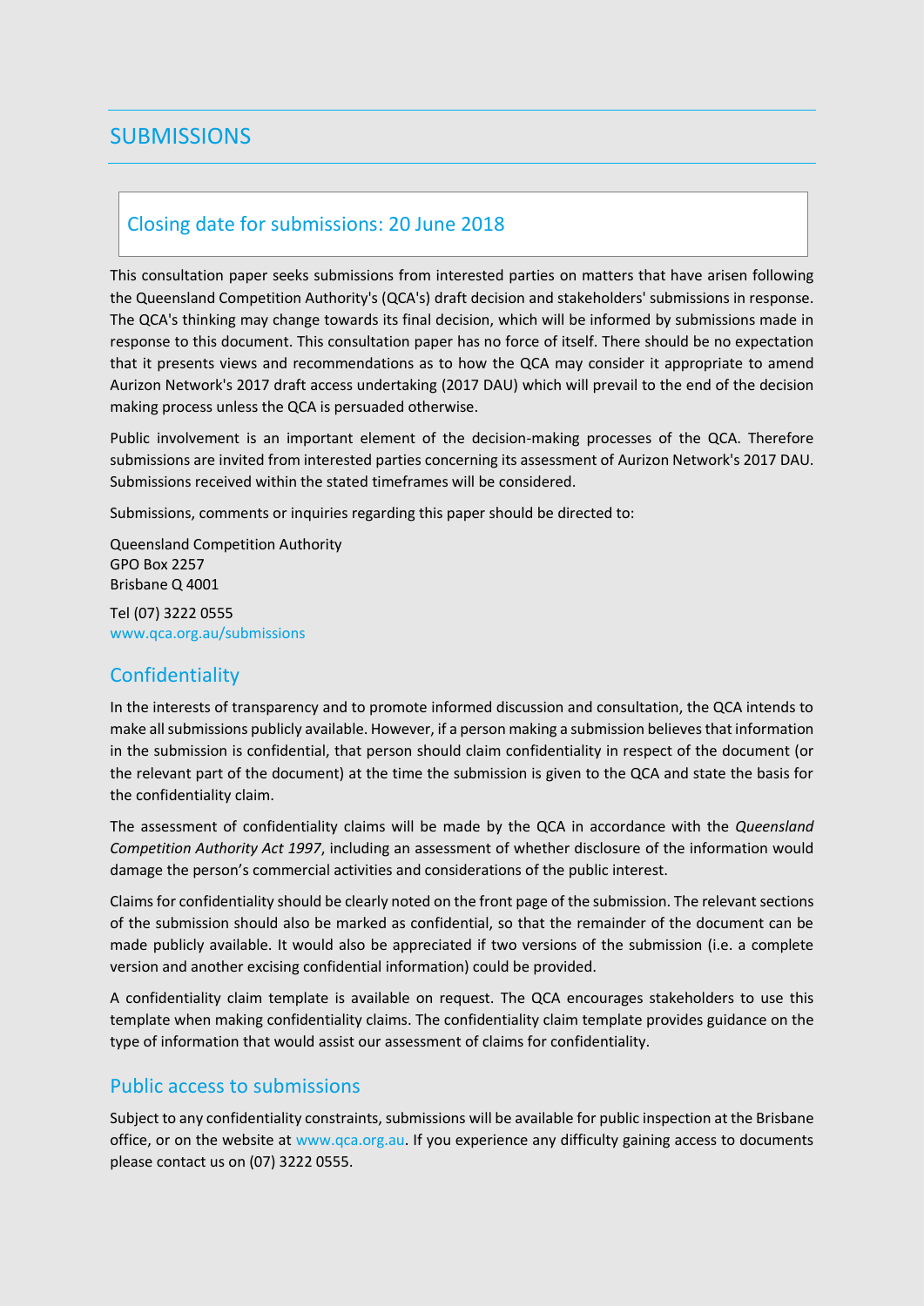# SUBMISSIONS

## Closing date for submissions: 20 June 2018

This consultation paper seeks submissions from interested parties on matters that have arisen following the Queensland Competition Authority's (QCA's) draft decision and stakeholders' submissions in response. The QCA's thinking may change towards its final decision, which will be informed by submissions made in response to this document. This consultation paper has no force of itself. There should be no expectation that it presents views and recommendations as to how the QCA may consider it appropriate to amend Aurizon Network's 2017 draft access undertaking (2017 DAU) which will prevail to the end of the decision making process unless the QCA is persuaded otherwise.

Public involvement is an important element of the decision-making processes of the QCA. Therefore submissions are invited from interested parties concerning its assessment of Aurizon Network's 2017 DAU. Submissions received within the stated timeframes will be considered.

Submissions, comments or inquiries regarding this paper should be directed to:

Queensland Competition Authority
GPO Box 2257
Brisbane Q 4001

Tel (07) 3222 0555
www.qca.org.au/submissions

## Confidentiality

In the interests of transparency and to promote informed discussion and consultation, the QCA intends to make all submissions publicly available. However, if a person making a submission believes that information in the submission is confidential, that person should claim confidentiality in respect of the document (or the relevant part of the document) at the time the submission is given to the QCA and state the basis for the confidentiality claim.

The assessment of confidentiality claims will be made by the QCA in accordance with the *Queensland Competition Authority Act 1997*, including an assessment of whether disclosure of the information would damage the person's commercial activities and considerations of the public interest.

Claims for confidentiality should be clearly noted on the front page of the submission. The relevant sections of the submission should also be marked as confidential, so that the remainder of the document can be made publicly available. It would also be appreciated if two versions of the submission (i.e. a complete version and another excising confidential information) could be provided.

A confidentiality claim template is available on request. The QCA encourages stakeholders to use this template when making confidentiality claims. The confidentiality claim template provides guidance on the type of information that would assist our assessment of claims for confidentiality.

## Public access to submissions

Subject to any confidentiality constraints, submissions will be available for public inspection at the Brisbane office, or on the website at www.qca.org.au. If you experience any difficulty gaining access to documents please contact us on (07) 3222 0555.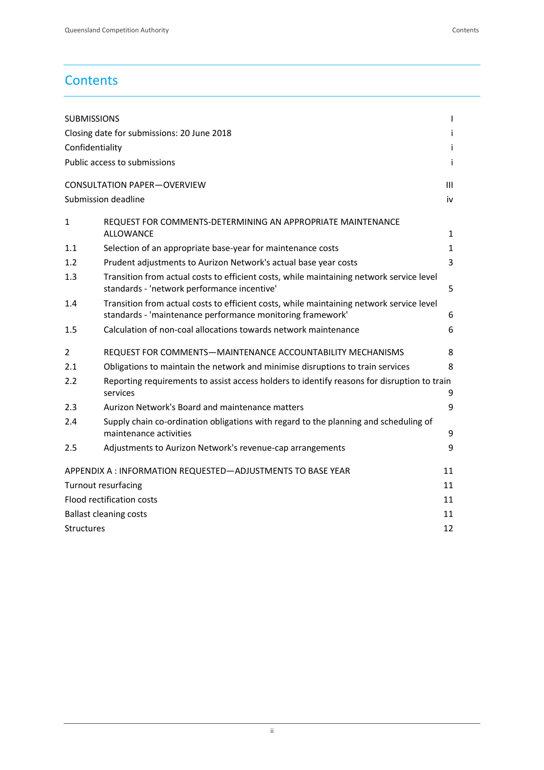# Contents

| | | |
|---|---|---|
| SUBMISSIONS | | I |
| Closing date for submissions: 20 June 2018 | | i |
| Confidentiality | | i |
| Public access to submissions | | i |
| CONSULTATION PAPER—OVERVIEW | | III |
| Submission deadline | | iv |
| 1 | REQUEST FOR COMMENTS-DETERMINING AN APPROPRIATE MAINTENANCE ALLOWANCE | 1 |
| 1.1 | Selection of an appropriate base-year for maintenance costs | 1 |
| 1.2 | Prudent adjustments to Aurizon Network's actual base year costs | 3 |
| 1.3 | Transition from actual costs to efficient costs, while maintaining network service level standards - 'network performance incentive' | 5 |
| 1.4 | Transition from actual costs to efficient costs, while maintaining network service level standards - 'maintenance performance monitoring framework' | 6 |
| 1.5 | Calculation of non-coal allocations towards network maintenance | 6 |
| 2 | REQUEST FOR COMMENTS—MAINTENANCE ACCOUNTABILITY MECHANISMS | 8 |
| 2.1 | Obligations to maintain the network and minimise disruptions to train services | 8 |
| 2.2 | Reporting requirements to assist access holders to identify reasons for disruption to train services | 9 |
| 2.3 | Aurizon Network's Board and maintenance matters | 9 |
| 2.4 | Supply chain co-ordination obligations with regard to the planning and scheduling of maintenance activities | 9 |
| 2.5 | Adjustments to Aurizon Network's revenue-cap arrangements | 9 |
| APPENDIX A : INFORMATION REQUESTED—ADJUSTMENTS TO BASE YEAR | | 11 |
| Turnout resurfacing | | 11 |
| Flood rectification costs | | 11 |
| Ballast cleaning costs | | 11 |
| Structures | | 12 |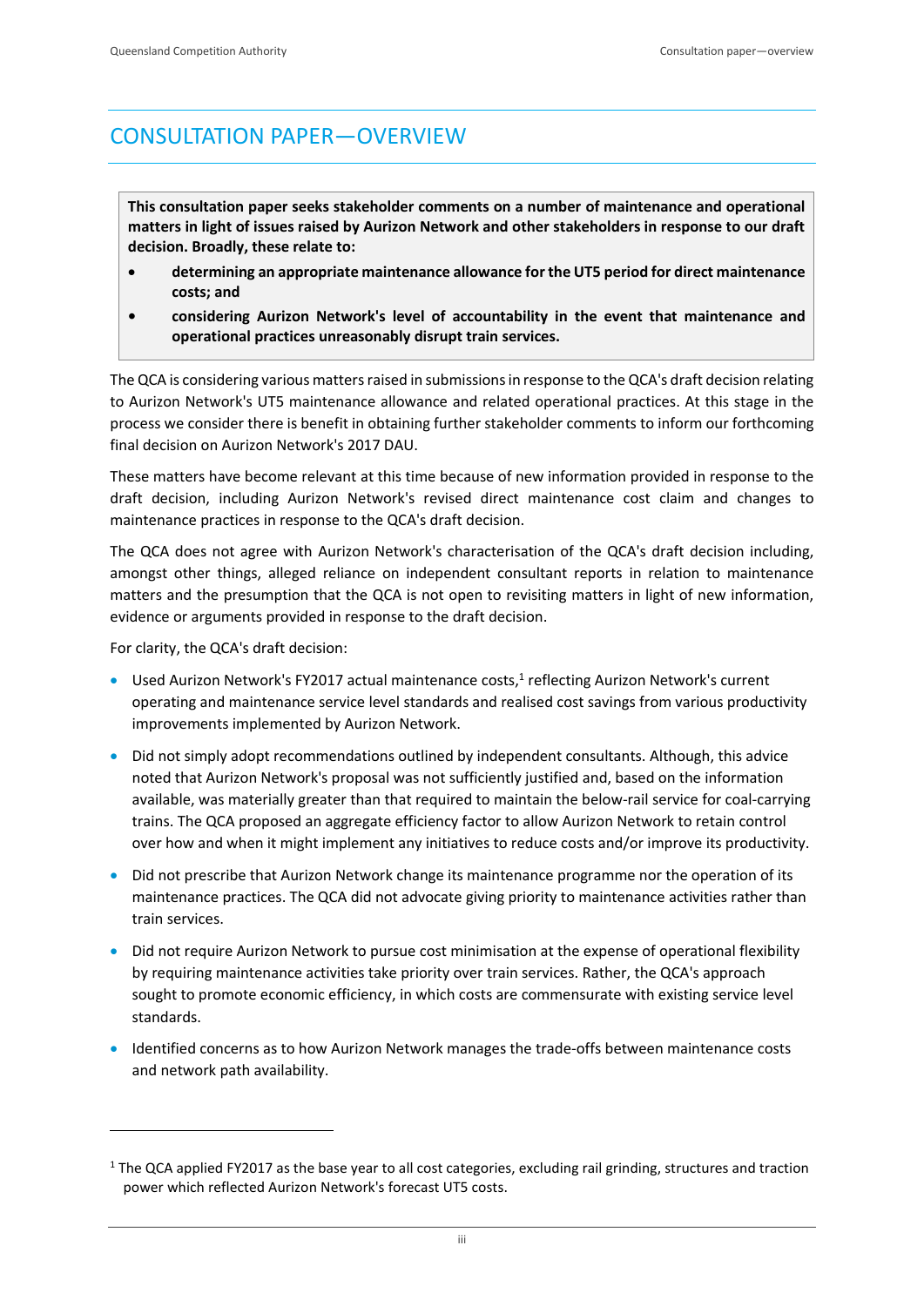# CONSULTATION PAPER—OVERVIEW

**This consultation paper seeks stakeholder comments on a number of maintenance and operational matters in light of issues raised by Aurizon Network and other stakeholders in response to our draft decision. Broadly, these relate to:**

- **determining an appropriate maintenance allowance for the UT5 period for direct maintenance costs; and**
- **considering Aurizon Network's level of accountability in the event that maintenance and operational practices unreasonably disrupt train services.**

The QCA is considering various matters raised in submissions in response to the QCA's draft decision relating to Aurizon Network's UT5 maintenance allowance and related operational practices. At this stage in the process we consider there is benefit in obtaining further stakeholder comments to inform our forthcoming final decision on Aurizon Network's 2017 DAU.

These matters have become relevant at this time because of new information provided in response to the draft decision, including Aurizon Network's revised direct maintenance cost claim and changes to maintenance practices in response to the QCA's draft decision.

The QCA does not agree with Aurizon Network's characterisation of the QCA's draft decision including, amongst other things, alleged reliance on independent consultant reports in relation to maintenance matters and the presumption that the QCA is not open to revisiting matters in light of new information, evidence or arguments provided in response to the draft decision.

For clarity, the QCA's draft decision:

- Used Aurizon Network's FY2017 actual maintenance costs,[1] reflecting Aurizon Network's current operating and maintenance service level standards and realised cost savings from various productivity improvements implemented by Aurizon Network.
- Did not simply adopt recommendations outlined by independent consultants. Although, this advice noted that Aurizon Network's proposal was not sufficiently justified and, based on the information available, was materially greater than that required to maintain the below-rail service for coal-carrying trains. The QCA proposed an aggregate efficiency factor to allow Aurizon Network to retain control over how and when it might implement any initiatives to reduce costs and/or improve its productivity.
- Did not prescribe that Aurizon Network change its maintenance programme nor the operation of its maintenance practices. The QCA did not advocate giving priority to maintenance activities rather than train services.
- Did not require Aurizon Network to pursue cost minimisation at the expense of operational flexibility by requiring maintenance activities take priority over train services. Rather, the QCA's approach sought to promote economic efficiency, in which costs are commensurate with existing service level standards.
- Identified concerns as to how Aurizon Network manages the trade-offs between maintenance costs and network path availability.

[1] The QCA applied FY2017 as the base year to all cost categories, excluding rail grinding, structures and traction power which reflected Aurizon Network's forecast UT5 costs.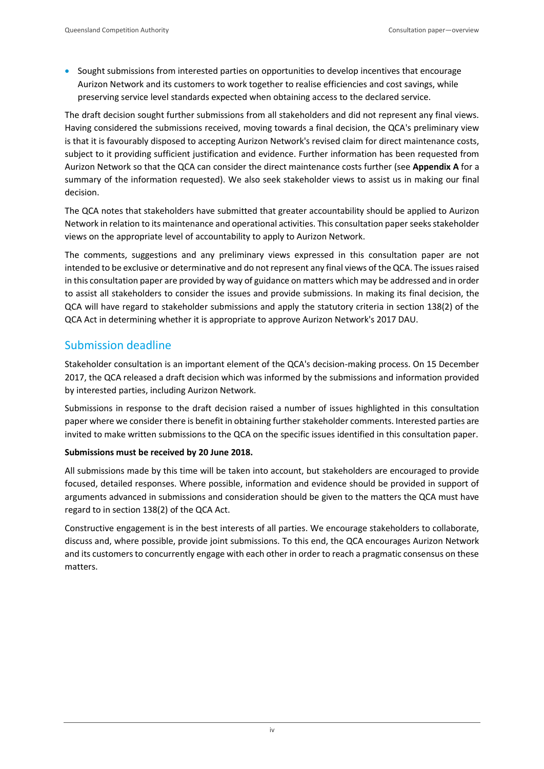- Sought submissions from interested parties on opportunities to develop incentives that encourage Aurizon Network and its customers to work together to realise efficiencies and cost savings, while preserving service level standards expected when obtaining access to the declared service.

The draft decision sought further submissions from all stakeholders and did not represent any final views. Having considered the submissions received, moving towards a final decision, the QCA's preliminary view is that it is favourably disposed to accepting Aurizon Network's revised claim for direct maintenance costs, subject to it providing sufficient justification and evidence. Further information has been requested from Aurizon Network so that the QCA can consider the direct maintenance costs further (see **Appendix A** for a summary of the information requested). We also seek stakeholder views to assist us in making our final decision.

The QCA notes that stakeholders have submitted that greater accountability should be applied to Aurizon Network in relation to its maintenance and operational activities. This consultation paper seeks stakeholder views on the appropriate level of accountability to apply to Aurizon Network.

The comments, suggestions and any preliminary views expressed in this consultation paper are not intended to be exclusive or determinative and do not represent any final views of the QCA. The issues raised in this consultation paper are provided by way of guidance on matters which may be addressed and in order to assist all stakeholders to consider the issues and provide submissions. In making its final decision, the QCA will have regard to stakeholder submissions and apply the statutory criteria in section 138(2) of the QCA Act in determining whether it is appropriate to approve Aurizon Network's 2017 DAU.

## Submission deadline

Stakeholder consultation is an important element of the QCA's decision-making process. On 15 December 2017, the QCA released a draft decision which was informed by the submissions and information provided by interested parties, including Aurizon Network.

Submissions in response to the draft decision raised a number of issues highlighted in this consultation paper where we consider there is benefit in obtaining further stakeholder comments. Interested parties are invited to make written submissions to the QCA on the specific issues identified in this consultation paper.

**Submissions must be received by 20 June 2018.**

All submissions made by this time will be taken into account, but stakeholders are encouraged to provide focused, detailed responses. Where possible, information and evidence should be provided in support of arguments advanced in submissions and consideration should be given to the matters the QCA must have regard to in section 138(2) of the QCA Act.

Constructive engagement is in the best interests of all parties. We encourage stakeholders to collaborate, discuss and, where possible, provide joint submissions. To this end, the QCA encourages Aurizon Network and its customers to concurrently engage with each other in order to reach a pragmatic consensus on these matters.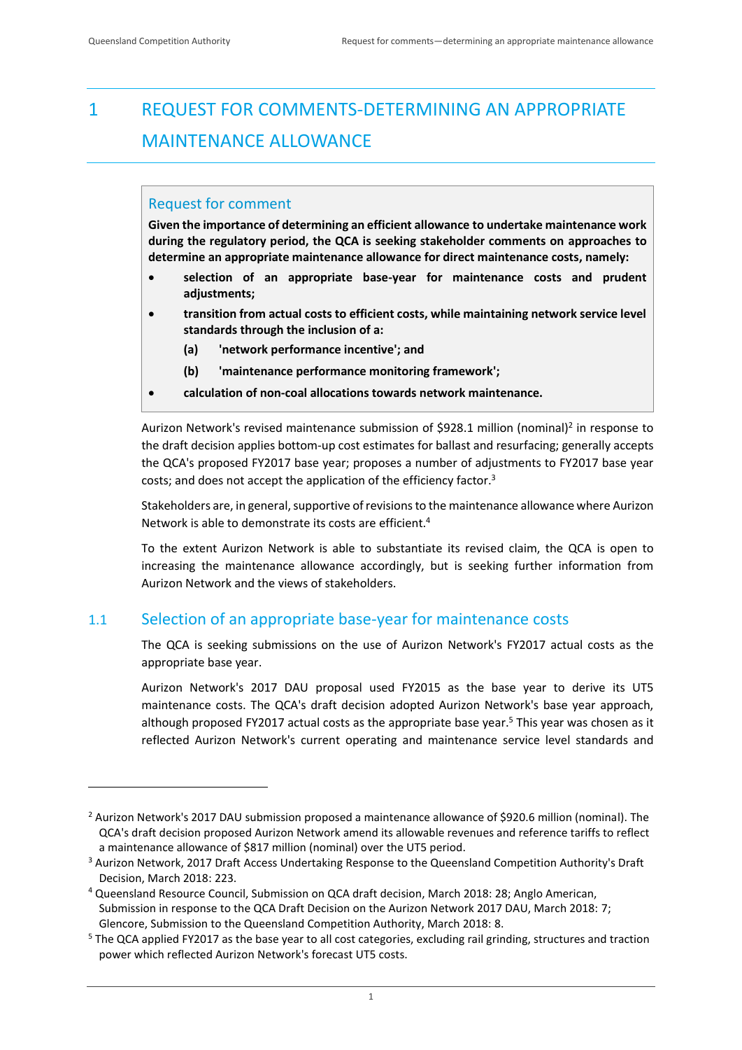# 1 REQUEST FOR COMMENTS-DETERMINING AN APPROPRIATE MAINTENANCE ALLOWANCE

> **Request for comment**
>
> **Given the importance of determining an efficient allowance to undertake maintenance work during the regulatory period, the QCA is seeking stakeholder comments on approaches to determine an appropriate maintenance allowance for direct maintenance costs, namely:**
>
> - **selection of an appropriate base-year for maintenance costs and prudent adjustments;**
> - **transition from actual costs to efficient costs, while maintaining network service level standards through the inclusion of a:**
>   - **(a) 'network performance incentive'; and**
>   - **(b) 'maintenance performance monitoring framework';**
> - **calculation of non-coal allocations towards network maintenance.**

Aurizon Network's revised maintenance submission of $928.1 million (nominal)[2] in response to the draft decision applies bottom-up cost estimates for ballast and resurfacing; generally accepts the QCA's proposed FY2017 base year; proposes a number of adjustments to FY2017 base year costs; and does not accept the application of the efficiency factor.[3]

Stakeholders are, in general, supportive of revisions to the maintenance allowance where Aurizon Network is able to demonstrate its costs are efficient.[4]

To the extent Aurizon Network is able to substantiate its revised claim, the QCA is open to increasing the maintenance allowance accordingly, but is seeking further information from Aurizon Network and the views of stakeholders.

## 1.1 Selection of an appropriate base-year for maintenance costs

The QCA is seeking submissions on the use of Aurizon Network's FY2017 actual costs as the appropriate base year.

Aurizon Network's 2017 DAU proposal used FY2015 as the base year to derive its UT5 maintenance costs. The QCA's draft decision adopted Aurizon Network's base year approach, although proposed FY2017 actual costs as the appropriate base year.[5] This year was chosen as it reflected Aurizon Network's current operating and maintenance service level standards and

---

[2] Aurizon Network's 2017 DAU submission proposed a maintenance allowance of $920.6 million (nominal). The QCA's draft decision proposed Aurizon Network amend its allowable revenues and reference tariffs to reflect a maintenance allowance of $817 million (nominal) over the UT5 period.

[3] Aurizon Network, 2017 Draft Access Undertaking Response to the Queensland Competition Authority's Draft Decision, March 2018: 223.

[4] Queensland Resource Council, Submission on QCA draft decision, March 2018: 28; Anglo American, Submission in response to the QCA Draft Decision on the Aurizon Network 2017 DAU, March 2018: 7; Glencore, Submission to the Queensland Competition Authority, March 2018: 8.

[5] The QCA applied FY2017 as the base year to all cost categories, excluding rail grinding, structures and traction power which reflected Aurizon Network's forecast UT5 costs.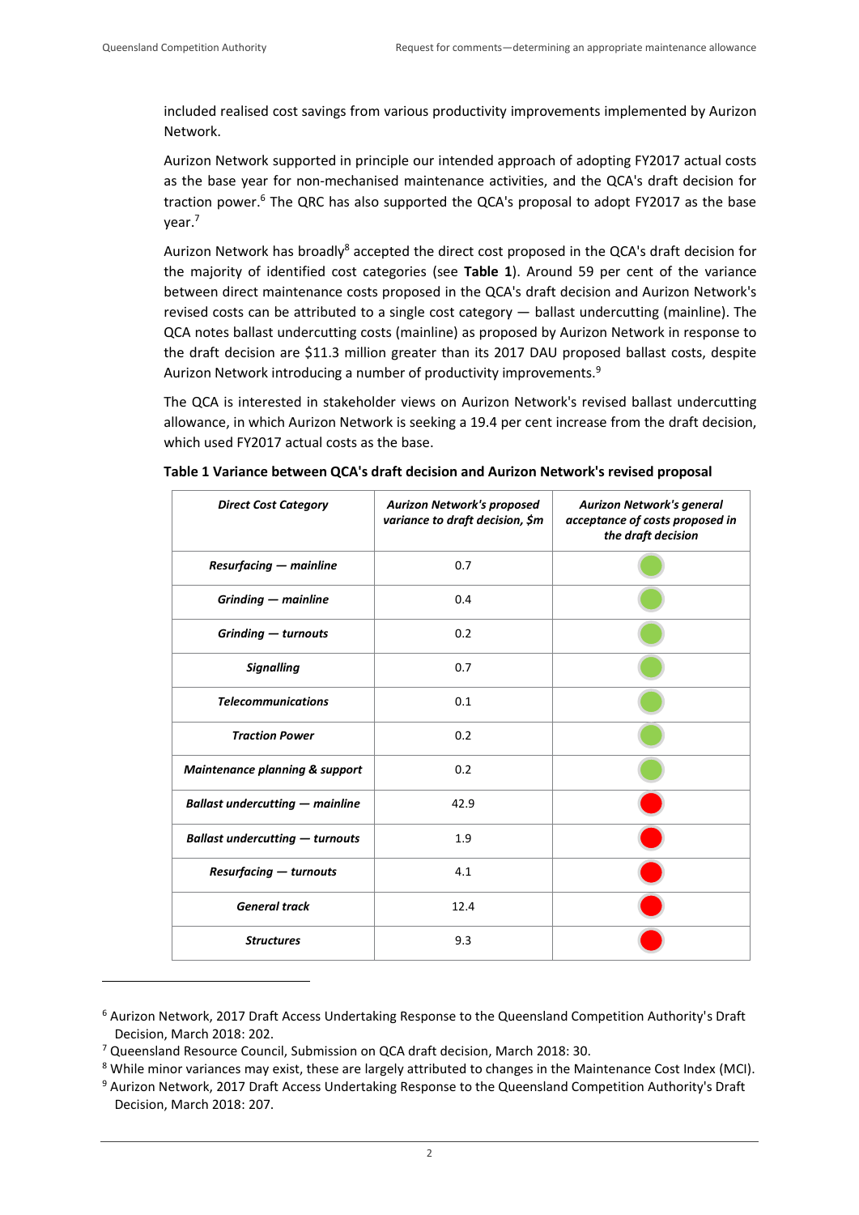included realised cost savings from various productivity improvements implemented by Aurizon Network.

Aurizon Network supported in principle our intended approach of adopting FY2017 actual costs as the base year for non-mechanised maintenance activities, and the QCA's draft decision for traction power.[6] The QRC has also supported the QCA's proposal to adopt FY2017 as the base year.[7]

Aurizon Network has broadly[8] accepted the direct cost proposed in the QCA's draft decision for the majority of identified cost categories (see **Table 1**). Around 59 per cent of the variance between direct maintenance costs proposed in the QCA's draft decision and Aurizon Network's revised costs can be attributed to a single cost category — ballast undercutting (mainline). The QCA notes ballast undercutting costs (mainline) as proposed by Aurizon Network in response to the draft decision are $11.3 million greater than its 2017 DAU proposed ballast costs, despite Aurizon Network introducing a number of productivity improvements.[9]

The QCA is interested in stakeholder views on Aurizon Network's revised ballast undercutting allowance, in which Aurizon Network is seeking a 19.4 per cent increase from the draft decision, which used FY2017 actual costs as the base.

**Table 1 Variance between QCA's draft decision and Aurizon Network's revised proposal**

| *Direct Cost Category* | *Aurizon Network's proposed variance to draft decision, $m* | *Aurizon Network's general acceptance of costs proposed in the draft decision* |
|---|---|---|
| ***Resurfacing — mainline*** | 0.7 | Green |
| ***Grinding — mainline*** | 0.4 | Green |
| ***Grinding — turnouts*** | 0.2 | Green |
| ***Signalling*** | 0.7 | Green |
| ***Telecommunications*** | 0.1 | Green |
| ***Traction Power*** | 0.2 | Green |
| ***Maintenance planning & support*** | 0.2 | Green |
| ***Ballast undercutting — mainline*** | 42.9 | Red |
| ***Ballast undercutting — turnouts*** | 1.9 | Red |
| ***Resurfacing — turnouts*** | 4.1 | Red |
| ***General track*** | 12.4 | Red |
| ***Structures*** | 9.3 | Red |

[6] Aurizon Network, 2017 Draft Access Undertaking Response to the Queensland Competition Authority's Draft Decision, March 2018: 202.

[7] Queensland Resource Council, Submission on QCA draft decision, March 2018: 30.

[8] While minor variances may exist, these are largely attributed to changes in the Maintenance Cost Index (MCI).

[9] Aurizon Network, 2017 Draft Access Undertaking Response to the Queensland Competition Authority's Draft Decision, March 2018: 207.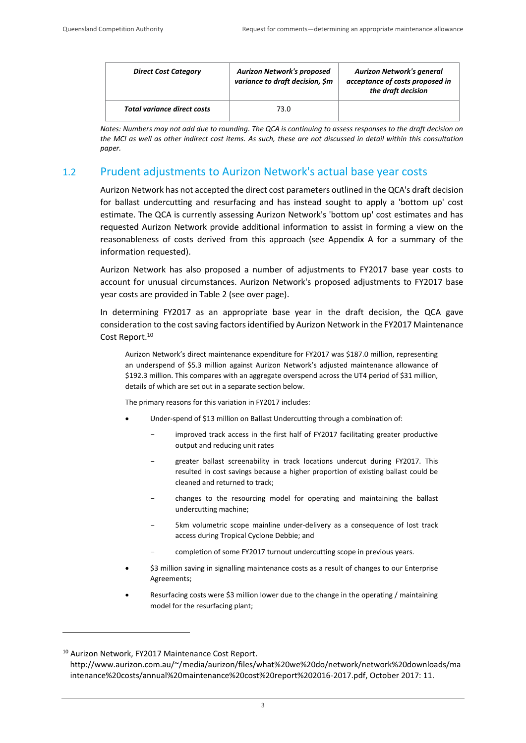| *Direct Cost Category* | *Aurizon Network's proposed variance to draft decision, $m* | *Aurizon Network's general acceptance of costs proposed in the draft decision* |
|---|---|---|
| *Total variance direct costs* | 73.0 | |

*Notes: Numbers may not add due to rounding. The QCA is continuing to assess responses to the draft decision on the MCI as well as other indirect cost items. As such, these are not discussed in detail within this consultation paper.*

## 1.2 Prudent adjustments to Aurizon Network's actual base year costs

Aurizon Network has not accepted the direct cost parameters outlined in the QCA's draft decision for ballast undercutting and resurfacing and has instead sought to apply a 'bottom up' cost estimate. The QCA is currently assessing Aurizon Network's 'bottom up' cost estimates and has requested Aurizon Network provide additional information to assist in forming a view on the reasonableness of costs derived from this approach (see Appendix A for a summary of the information requested).

Aurizon Network has also proposed a number of adjustments to FY2017 base year costs to account for unusual circumstances. Aurizon Network's proposed adjustments to FY2017 base year costs are provided in Table 2 (see over page).

In determining FY2017 as an appropriate base year in the draft decision, the QCA gave consideration to the cost saving factors identified by Aurizon Network in the FY2017 Maintenance Cost Report.[10]

> Aurizon Network's direct maintenance expenditure for FY2017 was $187.0 million, representing an underspend of $5.3 million against Aurizon Network's adjusted maintenance allowance of $192.3 million. This compares with an aggregate overspend across the UT4 period of $31 million, details of which are set out in a separate section below.
>
> The primary reasons for this variation in FY2017 includes:
>
> - Under-spend of $13 million on Ballast Undercutting through a combination of:
>   - improved track access in the first half of FY2017 facilitating greater productive output and reducing unit rates
>   - greater ballast screenability in track locations undercut during FY2017. This resulted in cost savings because a higher proportion of existing ballast could be cleaned and returned to track;
>   - changes to the resourcing model for operating and maintaining the ballast undercutting machine;
>   - 5km volumetric scope mainline under-delivery as a consequence of lost track access during Tropical Cyclone Debbie; and
>   - completion of some FY2017 turnout undercutting scope in previous years.
> - $3 million saving in signalling maintenance costs as a result of changes to our Enterprise Agreements;
> - Resurfacing costs were $3 million lower due to the change in the operating / maintaining model for the resurfacing plant;

[10] Aurizon Network, FY2017 Maintenance Cost Report. http://www.aurizon.com.au/~/media/aurizon/files/what%20we%20do/network/network%20downloads/maintenance%20costs/annual%20maintenance%20cost%20report%202016-2017.pdf, October 2017: 11.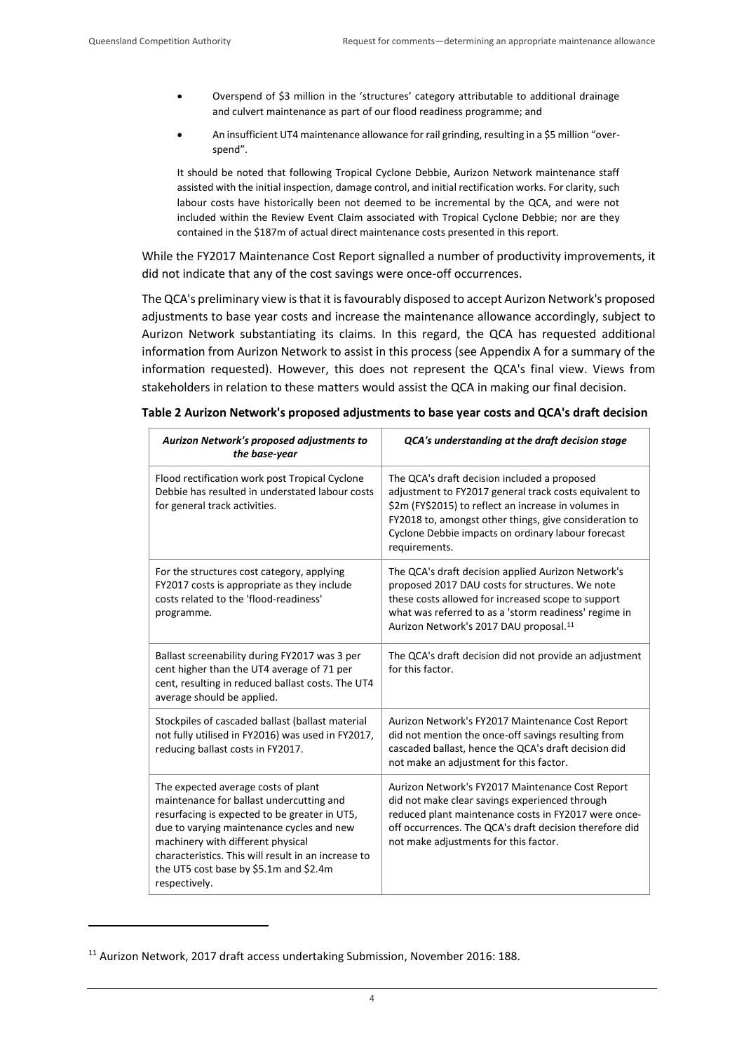- Overspend of \$3 million in the 'structures' category attributable to additional drainage and culvert maintenance as part of our flood readiness programme; and
- An insufficient UT4 maintenance allowance for rail grinding, resulting in a \$5 million "over-spend".

It should be noted that following Tropical Cyclone Debbie, Aurizon Network maintenance staff assisted with the initial inspection, damage control, and initial rectification works. For clarity, such labour costs have historically been not deemed to be incremental by the QCA, and were not included within the Review Event Claim associated with Tropical Cyclone Debbie; nor are they contained in the \$187m of actual direct maintenance costs presented in this report.

While the FY2017 Maintenance Cost Report signalled a number of productivity improvements, it did not indicate that any of the cost savings were once-off occurrences.

The QCA's preliminary view is that it is favourably disposed to accept Aurizon Network's proposed adjustments to base year costs and increase the maintenance allowance accordingly, subject to Aurizon Network substantiating its claims. In this regard, the QCA has requested additional information from Aurizon Network to assist in this process (see Appendix A for a summary of the information requested). However, this does not represent the QCA's final view. Views from stakeholders in relation to these matters would assist the QCA in making our final decision.

**Table 2 Aurizon Network's proposed adjustments to base year costs and QCA's draft decision**

| *Aurizon Network's proposed adjustments to the base-year* | *QCA's understanding at the draft decision stage* |
|---|---|
| Flood rectification work post Tropical Cyclone Debbie has resulted in understated labour costs for general track activities. | The QCA's draft decision included a proposed adjustment to FY2017 general track costs equivalent to \$2m (FY\$2015) to reflect an increase in volumes in FY2018 to, amongst other things, give consideration to Cyclone Debbie impacts on ordinary labour forecast requirements. |
| For the structures cost category, applying FY2017 costs is appropriate as they include costs related to the 'flood-readiness' programme. | The QCA's draft decision applied Aurizon Network's proposed 2017 DAU costs for structures. We note these costs allowed for increased scope to support what was referred to as a 'storm readiness' regime in Aurizon Network's 2017 DAU proposal.[11] |
| Ballast screenability during FY2017 was 3 per cent higher than the UT4 average of 71 per cent, resulting in reduced ballast costs. The UT4 average should be applied. | The QCA's draft decision did not provide an adjustment for this factor. |
| Stockpiles of cascaded ballast (ballast material not fully utilised in FY2016) was used in FY2017, reducing ballast costs in FY2017. | Aurizon Network's FY2017 Maintenance Cost Report did not mention the once-off savings resulting from cascaded ballast, hence the QCA's draft decision did not make an adjustment for this factor. |
| The expected average costs of plant maintenance for ballast undercutting and resurfacing is expected to be greater in UT5, due to varying maintenance cycles and new machinery with different physical characteristics. This will result in an increase to the UT5 cost base by \$5.1m and \$2.4m respectively. | Aurizon Network's FY2017 Maintenance Cost Report did not make clear savings experienced through reduced plant maintenance costs in FY2017 were once-off occurrences. The QCA's draft decision therefore did not make adjustments for this factor. |

[11] Aurizon Network, 2017 draft access undertaking Submission, November 2016: 188.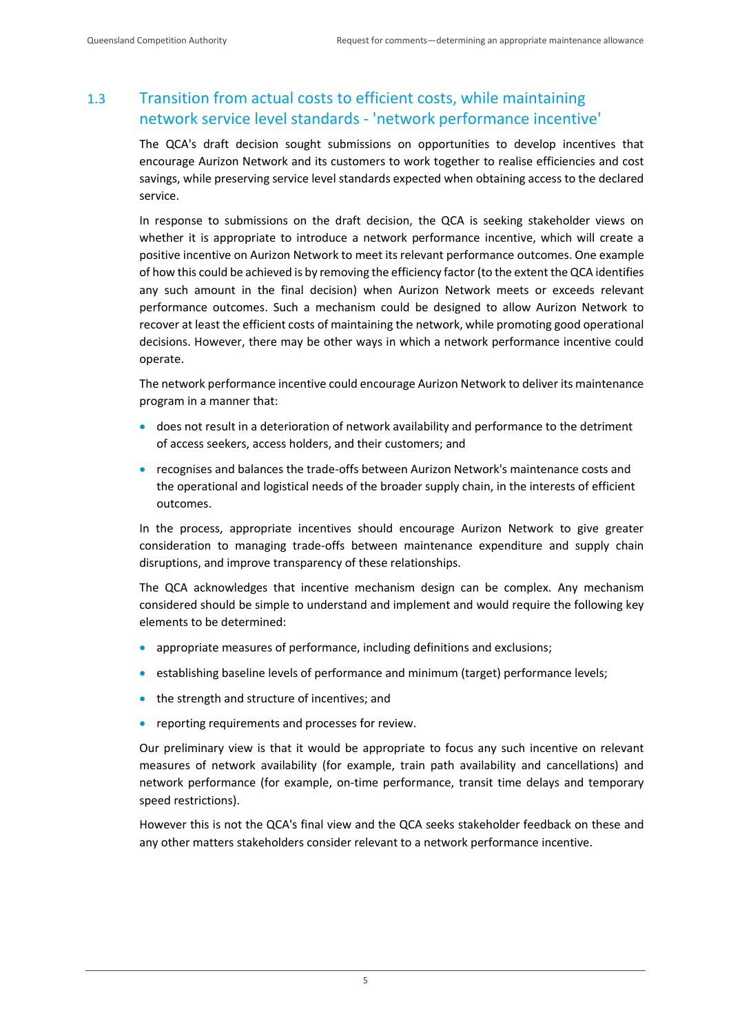## 1.3 Transition from actual costs to efficient costs, while maintaining network service level standards - 'network performance incentive'

The QCA's draft decision sought submissions on opportunities to develop incentives that encourage Aurizon Network and its customers to work together to realise efficiencies and cost savings, while preserving service level standards expected when obtaining access to the declared service.

In response to submissions on the draft decision, the QCA is seeking stakeholder views on whether it is appropriate to introduce a network performance incentive, which will create a positive incentive on Aurizon Network to meet its relevant performance outcomes. One example of how this could be achieved is by removing the efficiency factor (to the extent the QCA identifies any such amount in the final decision) when Aurizon Network meets or exceeds relevant performance outcomes. Such a mechanism could be designed to allow Aurizon Network to recover at least the efficient costs of maintaining the network, while promoting good operational decisions. However, there may be other ways in which a network performance incentive could operate.

The network performance incentive could encourage Aurizon Network to deliver its maintenance program in a manner that:

- does not result in a deterioration of network availability and performance to the detriment of access seekers, access holders, and their customers; and
- recognises and balances the trade-offs between Aurizon Network's maintenance costs and the operational and logistical needs of the broader supply chain, in the interests of efficient outcomes.

In the process, appropriate incentives should encourage Aurizon Network to give greater consideration to managing trade-offs between maintenance expenditure and supply chain disruptions, and improve transparency of these relationships.

The QCA acknowledges that incentive mechanism design can be complex. Any mechanism considered should be simple to understand and implement and would require the following key elements to be determined:

- appropriate measures of performance, including definitions and exclusions;
- establishing baseline levels of performance and minimum (target) performance levels;
- the strength and structure of incentives; and
- reporting requirements and processes for review.

Our preliminary view is that it would be appropriate to focus any such incentive on relevant measures of network availability (for example, train path availability and cancellations) and network performance (for example, on-time performance, transit time delays and temporary speed restrictions).

However this is not the QCA's final view and the QCA seeks stakeholder feedback on these and any other matters stakeholders consider relevant to a network performance incentive.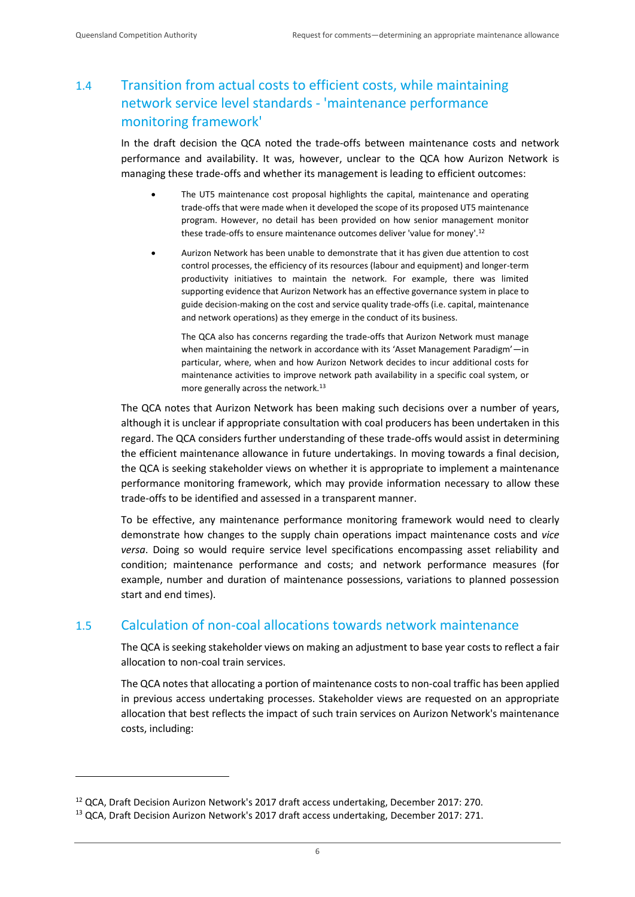## 1.4 Transition from actual costs to efficient costs, while maintaining network service level standards - 'maintenance performance monitoring framework'

In the draft decision the QCA noted the trade-offs between maintenance costs and network performance and availability. It was, however, unclear to the QCA how Aurizon Network is managing these trade-offs and whether its management is leading to efficient outcomes:

- The UT5 maintenance cost proposal highlights the capital, maintenance and operating trade-offs that were made when it developed the scope of its proposed UT5 maintenance program. However, no detail has been provided on how senior management monitor these trade-offs to ensure maintenance outcomes deliver 'value for money'.[12]
- Aurizon Network has been unable to demonstrate that it has given due attention to cost control processes, the efficiency of its resources (labour and equipment) and longer-term productivity initiatives to maintain the network. For example, there was limited supporting evidence that Aurizon Network has an effective governance system in place to guide decision-making on the cost and service quality trade-offs (i.e. capital, maintenance and network operations) as they emerge in the conduct of its business.

  The QCA also has concerns regarding the trade-offs that Aurizon Network must manage when maintaining the network in accordance with its 'Asset Management Paradigm'—in particular, where, when and how Aurizon Network decides to incur additional costs for maintenance activities to improve network path availability in a specific coal system, or more generally across the network.[13]

The QCA notes that Aurizon Network has been making such decisions over a number of years, although it is unclear if appropriate consultation with coal producers has been undertaken in this regard. The QCA considers further understanding of these trade-offs would assist in determining the efficient maintenance allowance in future undertakings. In moving towards a final decision, the QCA is seeking stakeholder views on whether it is appropriate to implement a maintenance performance monitoring framework, which may provide information necessary to allow these trade-offs to be identified and assessed in a transparent manner.

To be effective, any maintenance performance monitoring framework would need to clearly demonstrate how changes to the supply chain operations impact maintenance costs and *vice versa*. Doing so would require service level specifications encompassing asset reliability and condition; maintenance performance and costs; and network performance measures (for example, number and duration of maintenance possessions, variations to planned possession start and end times).

## 1.5 Calculation of non-coal allocations towards network maintenance

The QCA is seeking stakeholder views on making an adjustment to base year costs to reflect a fair allocation to non-coal train services.

The QCA notes that allocating a portion of maintenance costs to non-coal traffic has been applied in previous access undertaking processes. Stakeholder views are requested on an appropriate allocation that best reflects the impact of such train services on Aurizon Network's maintenance costs, including:

---

[12] QCA, Draft Decision Aurizon Network's 2017 draft access undertaking, December 2017: 270.

[13] QCA, Draft Decision Aurizon Network's 2017 draft access undertaking, December 2017: 271.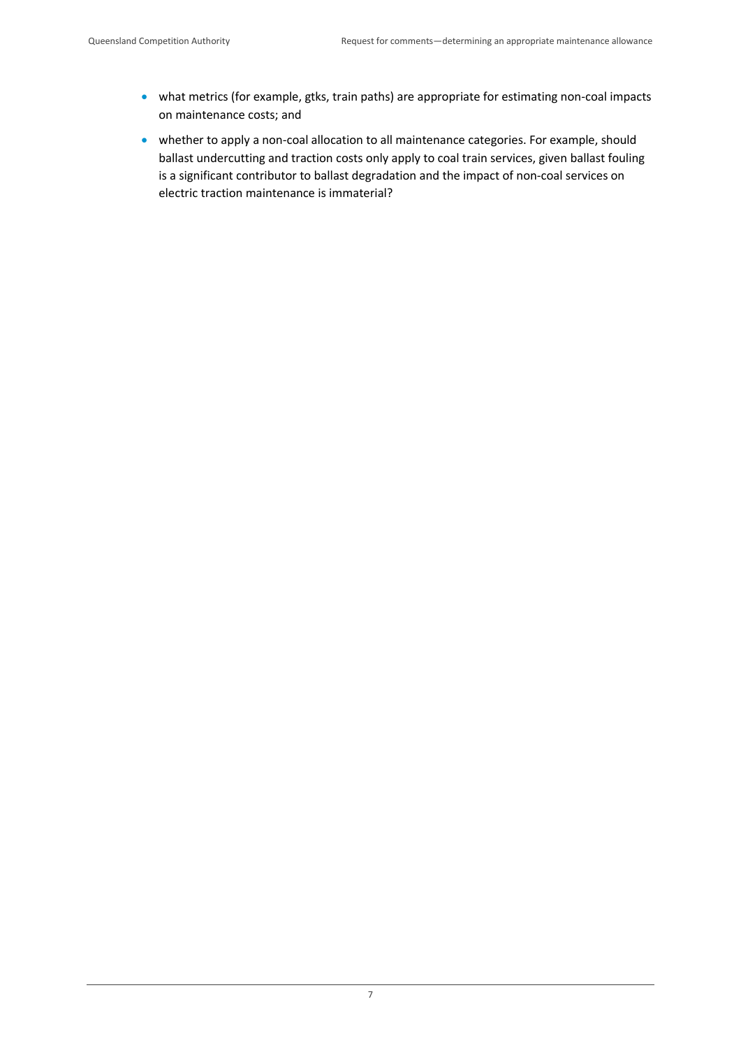- what metrics (for example, gtks, train paths) are appropriate for estimating non-coal impacts on maintenance costs; and
- whether to apply a non-coal allocation to all maintenance categories. For example, should ballast undercutting and traction costs only apply to coal train services, given ballast fouling is a significant contributor to ballast degradation and the impact of non-coal services on electric traction maintenance is immaterial?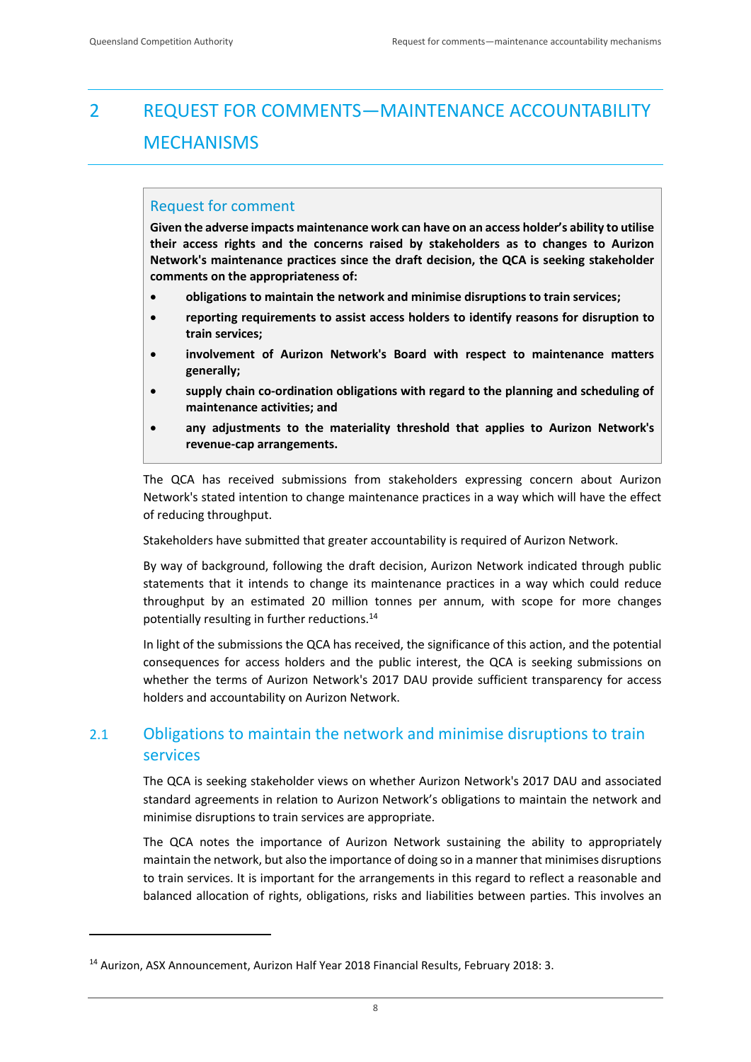# 2 REQUEST FOR COMMENTS—MAINTENANCE ACCOUNTABILITY MECHANISMS

> **Request for comment**
>
> **Given the adverse impacts maintenance work can have on an access holder's ability to utilise their access rights and the concerns raised by stakeholders as to changes to Aurizon Network's maintenance practices since the draft decision, the QCA is seeking stakeholder comments on the appropriateness of:**
>
> - **obligations to maintain the network and minimise disruptions to train services;**
> - **reporting requirements to assist access holders to identify reasons for disruption to train services;**
> - **involvement of Aurizon Network's Board with respect to maintenance matters generally;**
> - **supply chain co-ordination obligations with regard to the planning and scheduling of maintenance activities; and**
> - **any adjustments to the materiality threshold that applies to Aurizon Network's revenue-cap arrangements.**

The QCA has received submissions from stakeholders expressing concern about Aurizon Network's stated intention to change maintenance practices in a way which will have the effect of reducing throughput.

Stakeholders have submitted that greater accountability is required of Aurizon Network.

By way of background, following the draft decision, Aurizon Network indicated through public statements that it intends to change its maintenance practices in a way which could reduce throughput by an estimated 20 million tonnes per annum, with scope for more changes potentially resulting in further reductions.[14]

In light of the submissions the QCA has received, the significance of this action, and the potential consequences for access holders and the public interest, the QCA is seeking submissions on whether the terms of Aurizon Network's 2017 DAU provide sufficient transparency for access holders and accountability on Aurizon Network.

## 2.1 Obligations to maintain the network and minimise disruptions to train services

The QCA is seeking stakeholder views on whether Aurizon Network's 2017 DAU and associated standard agreements in relation to Aurizon Network's obligations to maintain the network and minimise disruptions to train services are appropriate.

The QCA notes the importance of Aurizon Network sustaining the ability to appropriately maintain the network, but also the importance of doing so in a manner that minimises disruptions to train services. It is important for the arrangements in this regard to reflect a reasonable and balanced allocation of rights, obligations, risks and liabilities between parties. This involves an

[14] Aurizon, ASX Announcement, Aurizon Half Year 2018 Financial Results, February 2018: 3.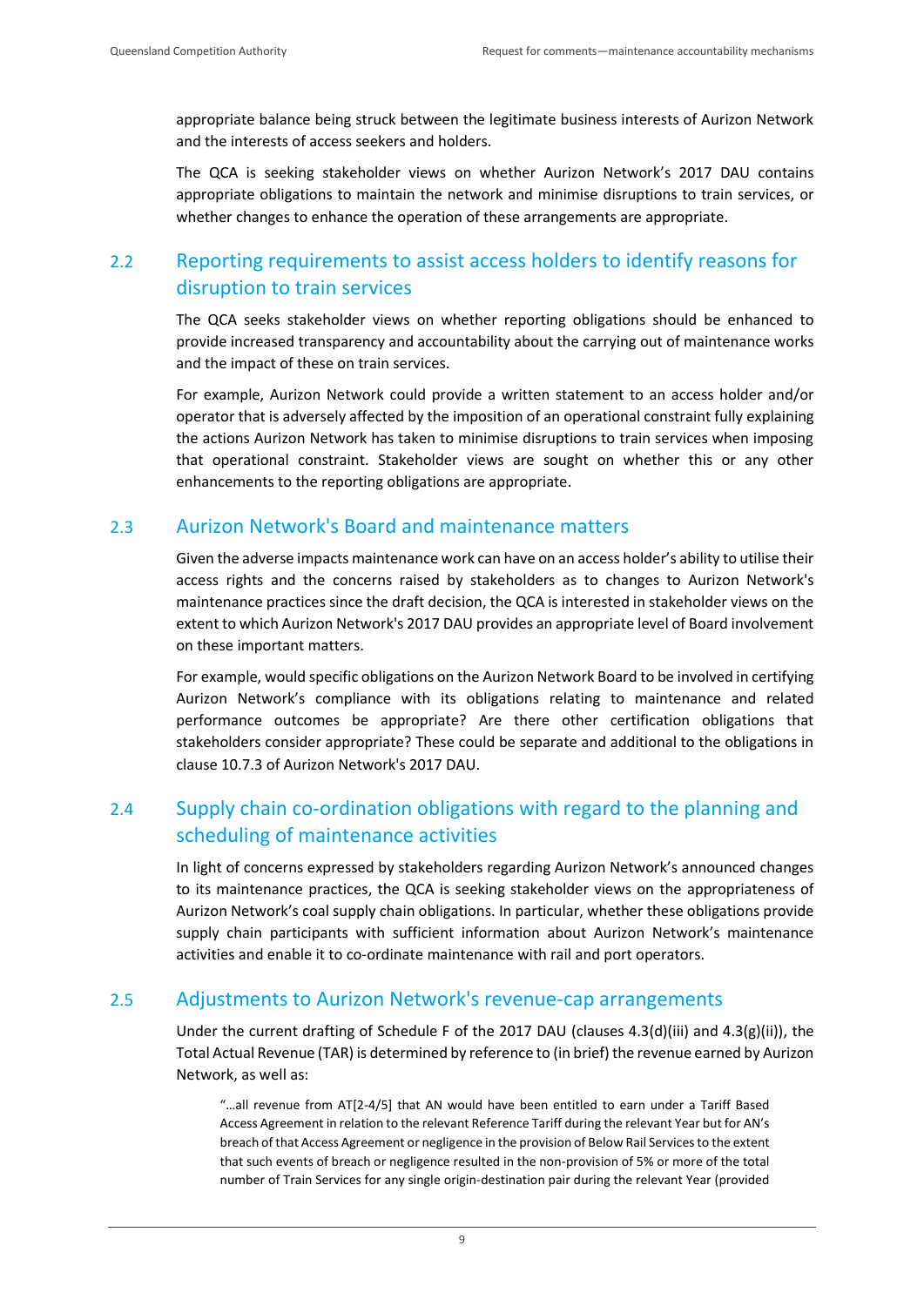appropriate balance being struck between the legitimate business interests of Aurizon Network and the interests of access seekers and holders.

The QCA is seeking stakeholder views on whether Aurizon Network's 2017 DAU contains appropriate obligations to maintain the network and minimise disruptions to train services, or whether changes to enhance the operation of these arrangements are appropriate.

## 2.2 Reporting requirements to assist access holders to identify reasons for disruption to train services

The QCA seeks stakeholder views on whether reporting obligations should be enhanced to provide increased transparency and accountability about the carrying out of maintenance works and the impact of these on train services.

For example, Aurizon Network could provide a written statement to an access holder and/or operator that is adversely affected by the imposition of an operational constraint fully explaining the actions Aurizon Network has taken to minimise disruptions to train services when imposing that operational constraint. Stakeholder views are sought on whether this or any other enhancements to the reporting obligations are appropriate.

## 2.3 Aurizon Network's Board and maintenance matters

Given the adverse impacts maintenance work can have on an access holder's ability to utilise their access rights and the concerns raised by stakeholders as to changes to Aurizon Network's maintenance practices since the draft decision, the QCA is interested in stakeholder views on the extent to which Aurizon Network's 2017 DAU provides an appropriate level of Board involvement on these important matters.

For example, would specific obligations on the Aurizon Network Board to be involved in certifying Aurizon Network's compliance with its obligations relating to maintenance and related performance outcomes be appropriate? Are there other certification obligations that stakeholders consider appropriate? These could be separate and additional to the obligations in clause 10.7.3 of Aurizon Network's 2017 DAU.

## 2.4 Supply chain co-ordination obligations with regard to the planning and scheduling of maintenance activities

In light of concerns expressed by stakeholders regarding Aurizon Network's announced changes to its maintenance practices, the QCA is seeking stakeholder views on the appropriateness of Aurizon Network's coal supply chain obligations. In particular, whether these obligations provide supply chain participants with sufficient information about Aurizon Network's maintenance activities and enable it to co-ordinate maintenance with rail and port operators.

## 2.5 Adjustments to Aurizon Network's revenue-cap arrangements

Under the current drafting of Schedule F of the 2017 DAU (clauses 4.3(d)(iii) and 4.3(g)(ii)), the Total Actual Revenue (TAR) is determined by reference to (in brief) the revenue earned by Aurizon Network, as well as:

> "…all revenue from AT[2-4/5] that AN would have been entitled to earn under a Tariff Based Access Agreement in relation to the relevant Reference Tariff during the relevant Year but for AN's breach of that Access Agreement or negligence in the provision of Below Rail Services to the extent that such events of breach or negligence resulted in the non-provision of 5% or more of the total number of Train Services for any single origin-destination pair during the relevant Year (provided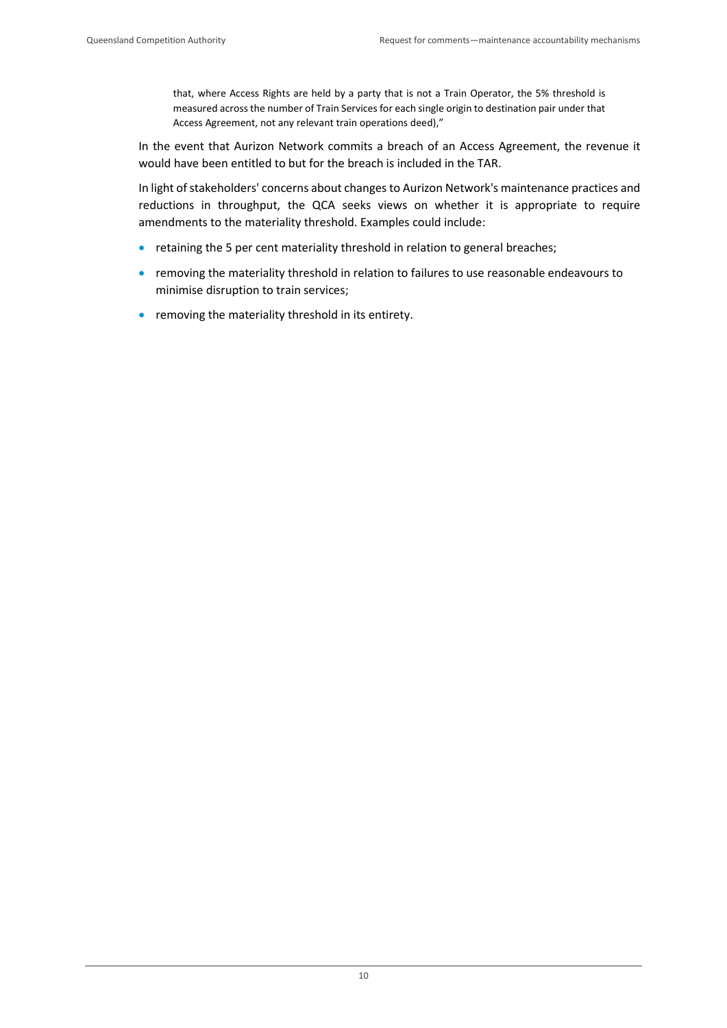> that, where Access Rights are held by a party that is not a Train Operator, the 5% threshold is measured across the number of Train Services for each single origin to destination pair under that Access Agreement, not any relevant train operations deed),"

In the event that Aurizon Network commits a breach of an Access Agreement, the revenue it would have been entitled to but for the breach is included in the TAR.

In light of stakeholders' concerns about changes to Aurizon Network's maintenance practices and reductions in throughput, the QCA seeks views on whether it is appropriate to require amendments to the materiality threshold. Examples could include:

- retaining the 5 per cent materiality threshold in relation to general breaches;
- removing the materiality threshold in relation to failures to use reasonable endeavours to minimise disruption to train services;
- removing the materiality threshold in its entirety.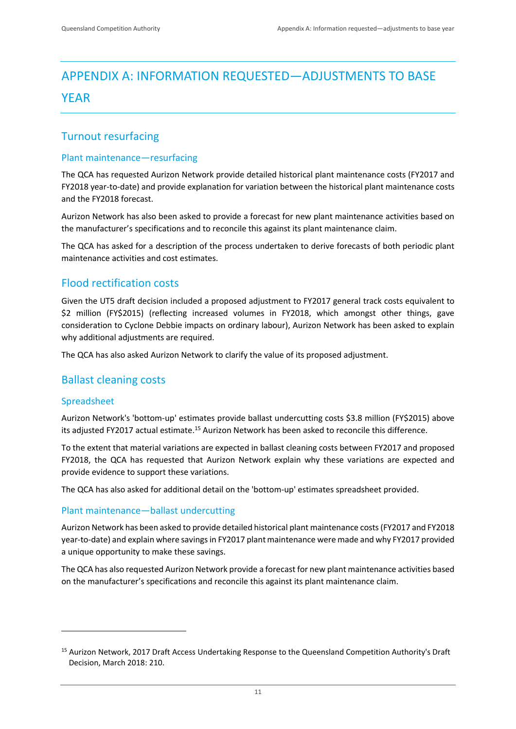# APPENDIX A: INFORMATION REQUESTED—ADJUSTMENTS TO BASE YEAR

## Turnout resurfacing

### Plant maintenance—resurfacing

The QCA has requested Aurizon Network provide detailed historical plant maintenance costs (FY2017 and FY2018 year-to-date) and provide explanation for variation between the historical plant maintenance costs and the FY2018 forecast.

Aurizon Network has also been asked to provide a forecast for new plant maintenance activities based on the manufacturer's specifications and to reconcile this against its plant maintenance claim.

The QCA has asked for a description of the process undertaken to derive forecasts of both periodic plant maintenance activities and cost estimates.

## Flood rectification costs

Given the UT5 draft decision included a proposed adjustment to FY2017 general track costs equivalent to $2 million (FY$2015) (reflecting increased volumes in FY2018, which amongst other things, gave consideration to Cyclone Debbie impacts on ordinary labour), Aurizon Network has been asked to explain why additional adjustments are required.

The QCA has also asked Aurizon Network to clarify the value of its proposed adjustment.

## Ballast cleaning costs

### Spreadsheet

Aurizon Network's 'bottom-up' estimates provide ballast undercutting costs $3.8 million (FY$2015) above its adjusted FY2017 actual estimate.[15] Aurizon Network has been asked to reconcile this difference.

To the extent that material variations are expected in ballast cleaning costs between FY2017 and proposed FY2018, the QCA has requested that Aurizon Network explain why these variations are expected and provide evidence to support these variations.

The QCA has also asked for additional detail on the 'bottom-up' estimates spreadsheet provided.

### Plant maintenance—ballast undercutting

Aurizon Network has been asked to provide detailed historical plant maintenance costs (FY2017 and FY2018 year-to-date) and explain where savings in FY2017 plant maintenance were made and why FY2017 provided a unique opportunity to make these savings.

The QCA has also requested Aurizon Network provide a forecast for new plant maintenance activities based on the manufacturer's specifications and reconcile this against its plant maintenance claim.

---

[15] Aurizon Network, 2017 Draft Access Undertaking Response to the Queensland Competition Authority's Draft Decision, March 2018: 210.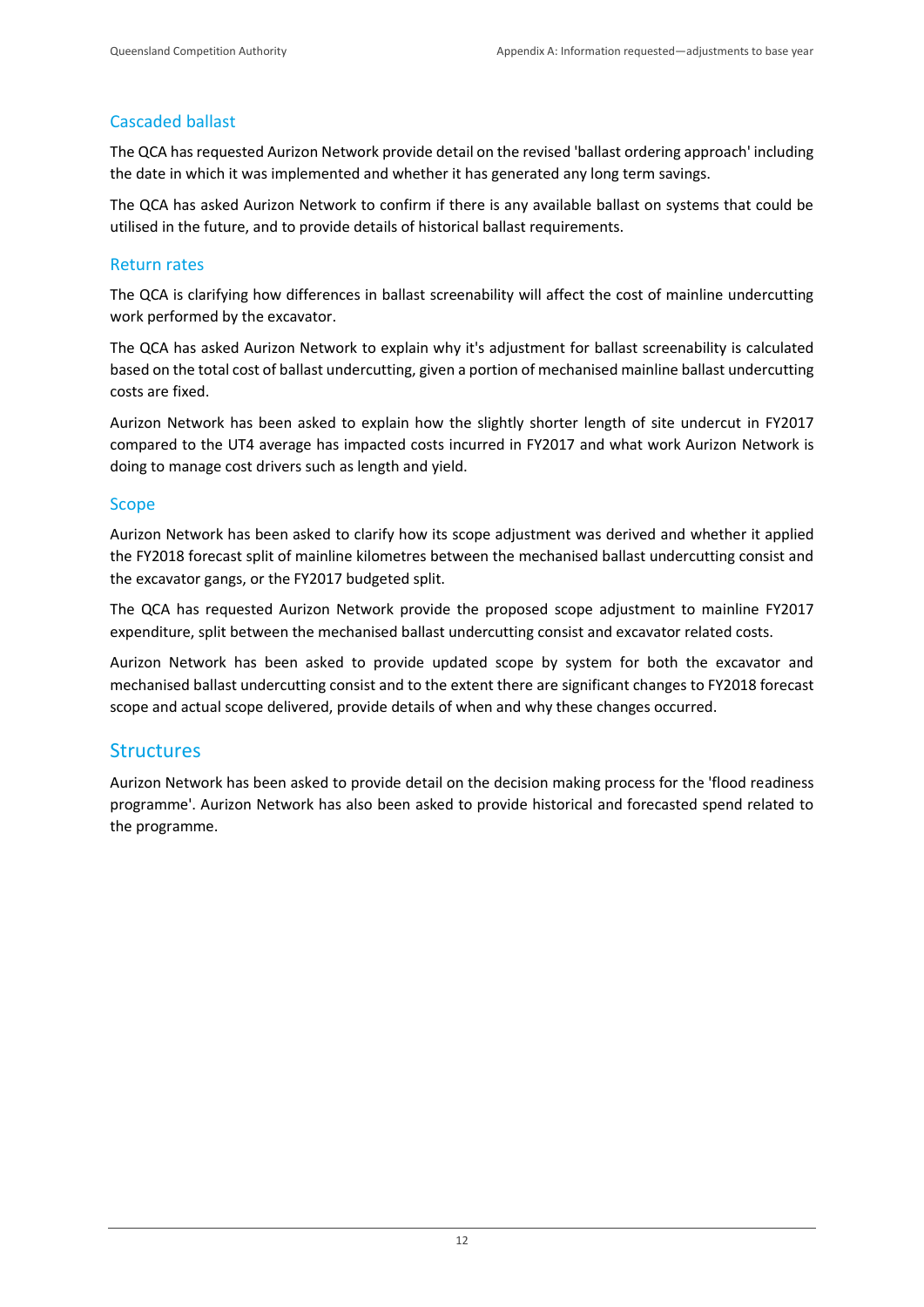### Cascaded ballast

The QCA has requested Aurizon Network provide detail on the revised 'ballast ordering approach' including the date in which it was implemented and whether it has generated any long term savings.

The QCA has asked Aurizon Network to confirm if there is any available ballast on systems that could be utilised in the future, and to provide details of historical ballast requirements.

### Return rates

The QCA is clarifying how differences in ballast screenability will affect the cost of mainline undercutting work performed by the excavator.

The QCA has asked Aurizon Network to explain why it's adjustment for ballast screenability is calculated based on the total cost of ballast undercutting, given a portion of mechanised mainline ballast undercutting costs are fixed.

Aurizon Network has been asked to explain how the slightly shorter length of site undercut in FY2017 compared to the UT4 average has impacted costs incurred in FY2017 and what work Aurizon Network is doing to manage cost drivers such as length and yield.

### Scope

Aurizon Network has been asked to clarify how its scope adjustment was derived and whether it applied the FY2018 forecast split of mainline kilometres between the mechanised ballast undercutting consist and the excavator gangs, or the FY2017 budgeted split.

The QCA has requested Aurizon Network provide the proposed scope adjustment to mainline FY2017 expenditure, split between the mechanised ballast undercutting consist and excavator related costs.

Aurizon Network has been asked to provide updated scope by system for both the excavator and mechanised ballast undercutting consist and to the extent there are significant changes to FY2018 forecast scope and actual scope delivered, provide details of when and why these changes occurred.

## Structures

Aurizon Network has been asked to provide detail on the decision making process for the 'flood readiness programme'. Aurizon Network has also been asked to provide historical and forecasted spend related to the programme.